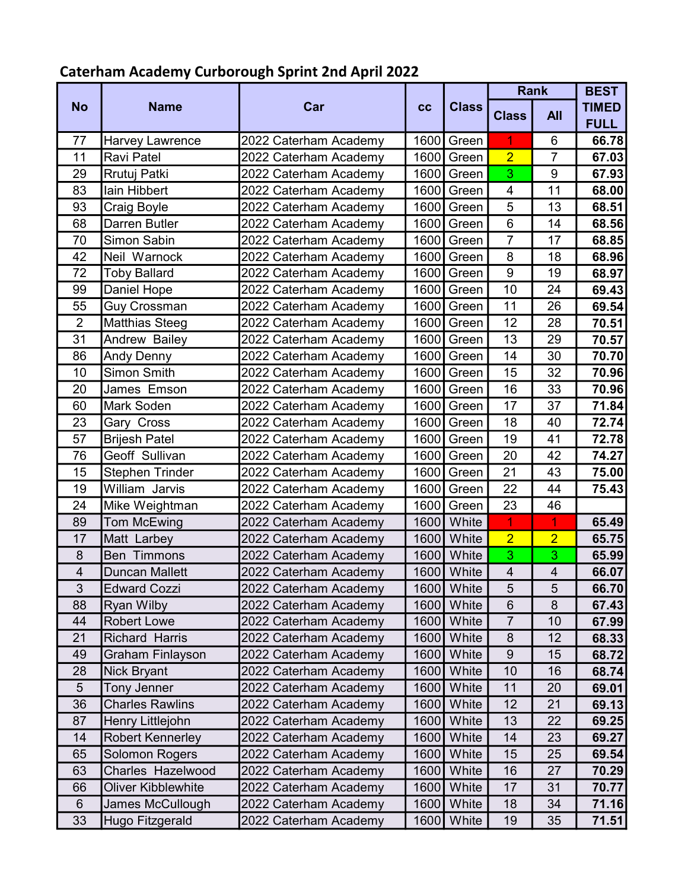## Caterham Academy Curborough Sprint 2nd April 2022

| No | Name | Car | cc | Class | Rank | | BEST TIMED FULL |
|---|---|---|---|---|---|---|---|
| | | | | | Class | All | |
| 77 | Harvey Lawrence | 2022 Caterham Academy | 1600 | Green | 1 | 6 | 66.78 |
| 11 | Ravi Patel | 2022 Caterham Academy | 1600 | Green | 2 | 7 | 67.03 |
| 29 | Rrutuj Patki | 2022 Caterham Academy | 1600 | Green | 3 | 9 | 67.93 |
| 83 | Iain Hibbert | 2022 Caterham Academy | 1600 | Green | 4 | 11 | 68.00 |
| 93 | Craig Boyle | 2022 Caterham Academy | 1600 | Green | 5 | 13 | 68.51 |
| 68 | Darren Butler | 2022 Caterham Academy | 1600 | Green | 6 | 14 | 68.56 |
| 70 | Simon Sabin | 2022 Caterham Academy | 1600 | Green | 7 | 17 | 68.85 |
| 42 | Neil Warnock | 2022 Caterham Academy | 1600 | Green | 8 | 18 | 68.96 |
| 72 | Toby Ballard | 2022 Caterham Academy | 1600 | Green | 9 | 19 | 68.97 |
| 99 | Daniel Hope | 2022 Caterham Academy | 1600 | Green | 10 | 24 | 69.43 |
| 55 | Guy Crossman | 2022 Caterham Academy | 1600 | Green | 11 | 26 | 69.54 |
| 2 | Matthias Steeg | 2022 Caterham Academy | 1600 | Green | 12 | 28 | 70.51 |
| 31 | Andrew Bailey | 2022 Caterham Academy | 1600 | Green | 13 | 29 | 70.57 |
| 86 | Andy Denny | 2022 Caterham Academy | 1600 | Green | 14 | 30 | 70.70 |
| 10 | Simon Smith | 2022 Caterham Academy | 1600 | Green | 15 | 32 | 70.96 |
| 20 | James Emson | 2022 Caterham Academy | 1600 | Green | 16 | 33 | 70.96 |
| 60 | Mark Soden | 2022 Caterham Academy | 1600 | Green | 17 | 37 | 71.84 |
| 23 | Gary Cross | 2022 Caterham Academy | 1600 | Green | 18 | 40 | 72.74 |
| 57 | Brijesh Patel | 2022 Caterham Academy | 1600 | Green | 19 | 41 | 72.78 |
| 76 | Geoff Sullivan | 2022 Caterham Academy | 1600 | Green | 20 | 42 | 74.27 |
| 15 | Stephen Trinder | 2022 Caterham Academy | 1600 | Green | 21 | 43 | 75.00 |
| 19 | William Jarvis | 2022 Caterham Academy | 1600 | Green | 22 | 44 | 75.43 |
| 24 | Mike Weightman | 2022 Caterham Academy | 1600 | Green | 23 | 46 | |
| 89 | Tom McEwing | 2022 Caterham Academy | 1600 | White | 1 | 1 | 65.49 |
| 17 | Matt Larbey | 2022 Caterham Academy | 1600 | White | 2 | 2 | 65.75 |
| 8 | Ben Timmons | 2022 Caterham Academy | 1600 | White | 3 | 3 | 65.99 |
| 4 | Duncan Mallett | 2022 Caterham Academy | 1600 | White | 4 | 4 | 66.07 |
| 3 | Edward Cozzi | 2022 Caterham Academy | 1600 | White | 5 | 5 | 66.70 |
| 88 | Ryan Wilby | 2022 Caterham Academy | 1600 | White | 6 | 8 | 67.43 |
| 44 | Robert Lowe | 2022 Caterham Academy | 1600 | White | 7 | 10 | 67.99 |
| 21 | Richard Harris | 2022 Caterham Academy | 1600 | White | 8 | 12 | 68.33 |
| 49 | Graham Finlayson | 2022 Caterham Academy | 1600 | White | 9 | 15 | 68.72 |
| 28 | Nick Bryant | 2022 Caterham Academy | 1600 | White | 10 | 16 | 68.74 |
| 5 | Tony Jenner | 2022 Caterham Academy | 1600 | White | 11 | 20 | 69.01 |
| 36 | Charles Rawlins | 2022 Caterham Academy | 1600 | White | 12 | 21 | 69.13 |
| 87 | Henry Littlejohn | 2022 Caterham Academy | 1600 | White | 13 | 22 | 69.25 |
| 14 | Robert Kennerley | 2022 Caterham Academy | 1600 | White | 14 | 23 | 69.27 |
| 65 | Solomon Rogers | 2022 Caterham Academy | 1600 | White | 15 | 25 | 69.54 |
| 63 | Charles Hazelwood | 2022 Caterham Academy | 1600 | White | 16 | 27 | 70.29 |
| 66 | Oliver Kibblewhite | 2022 Caterham Academy | 1600 | White | 17 | 31 | 70.77 |
| 6 | James McCullough | 2022 Caterham Academy | 1600 | White | 18 | 34 | 71.16 |
| 33 | Hugo Fitzgerald | 2022 Caterham Academy | 1600 | White | 19 | 35 | 71.51 |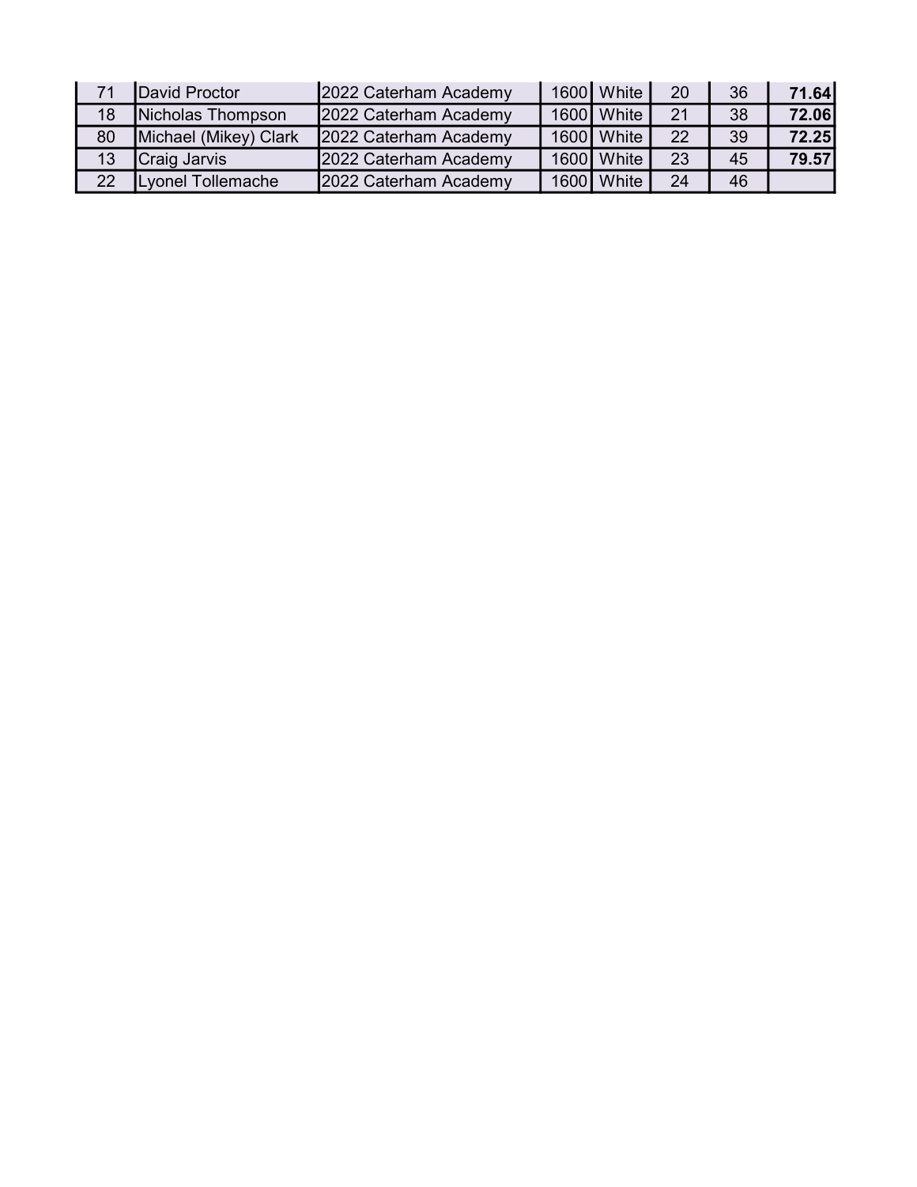| | | | | | | | |
|---|---|---|---|---|---|---|---|
| 71 | David Proctor | 2022 Caterham Academy | 1600 | White | 20 | 36 | **71.64** |
| 18 | Nicholas Thompson | 2022 Caterham Academy | 1600 | White | 21 | 38 | **72.06** |
| 80 | Michael (Mikey) Clark | 2022 Caterham Academy | 1600 | White | 22 | 39 | **72.25** |
| 13 | Craig Jarvis | 2022 Caterham Academy | 1600 | White | 23 | 45 | **79.57** |
| 22 | Lyonel Tollemache | 2022 Caterham Academy | 1600 | White | 24 | 46 | |